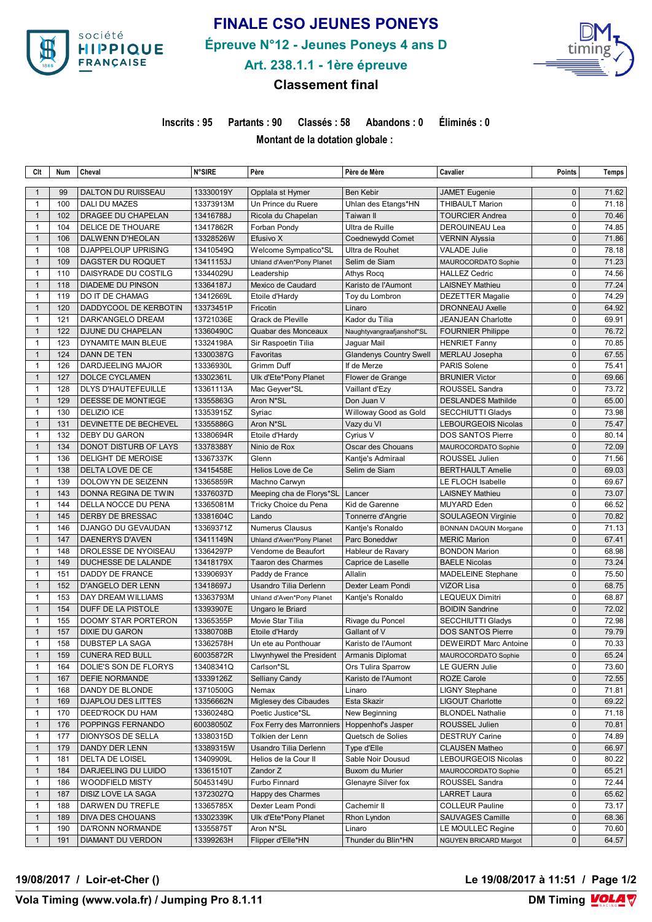# FINALE CSO JEUNES PONEYS

## Épreuve N°12 - Jeunes Poneys 4 ans D

## Art. 238.1.1 - 1ère épreuve

### Classement final

**Inscrits : 95 Partants : 90 Classés : 58 Abandons : 0 Éliminés : 0**

**Montant de la dotation globale :**

| Clt | Num | Cheval | N°SIRE | Père | Père de Mère | Cavalier | Points | Temps |
|---|---|---|---|---|---|---|---|---|
| 1 | 99 | DALTON DU RUISSEAU | 13330019Y | Opplala st Hymer | Ben Kebir | JAMET Eugenie | 0 | 71.62 |
| 1 | 100 | DALI DU MAZES | 13373913M | Un Prince du Ruere | Uhlan des Etangs*HN | THIBAULT Marion | 0 | 71.18 |
| 1 | 102 | DRAGEE DU CHAPELAN | 13416788J | Ricola du Chapelan | Taiwan II | TOURCIER Andrea | 0 | 70.46 |
| 1 | 104 | DELICE DE THOUARE | 13417862R | Forban Pondy | Ultra de Ruille | DEROUINEAU Lea | 0 | 74.85 |
| 1 | 106 | DALWENN D'HEOLAN | 13328526W | Efusivo X | Coednewydd Comet | VERNIN Alyssia | 0 | 71.86 |
| 1 | 108 | DJAPPELOUP UPRISING | 13410549Q | Welcome Sympatico*SL | Ultra de Rouhet | VALADE Julie | 0 | 78.18 |
| 1 | 109 | DAGSTER DU ROQUET | 13411153J | Uhland d'Aven*Pony Planet | Selim de Siam | MAURОCORDATO Sophie | 0 | 71.23 |
| 1 | 110 | DAISYRADE DU COSTILG | 13344029U | Leadership | Athys Rocq | HALLEZ Cedric | 0 | 74.56 |
| 1 | 118 | DIADEME DU PINSON | 13364187J | Mexico de Caudard | Karisto de l'Aumont | LAISNEY Mathieu | 0 | 77.24 |
| 1 | 119 | DO IT DE CHAMAG | 13412669L | Etoile d'Hardy | Toy du Lombron | DEZETTER Magalie | 0 | 74.29 |
| 1 | 120 | DADDYCOOL DE KERBOTIN | 13373451P | Fricotin | Linaro | DRONNEAU Axelle | 0 | 64.92 |
| 1 | 121 | DARK'ANGELO DREAM | 13721036E | Qrack de Pleville | Kador du Tilia | JEANJEAN Charlotte | 0 | 69.91 |
| 1 | 122 | DJUNE DU CHAPELAN | 13360490C | Quabar des Monceaux | Naughtyvangraafjanshof*SL | FOURNIER Philippe | 0 | 76.72 |
| 1 | 123 | DYNAMITE MAIN BLEUE | 13324198A | Sir Raspoetin Tilia | Jaguar Mail | HENRIET Fanny | 0 | 70.85 |
| 1 | 124 | DANN DE TEN | 13300387G | Favoritas | Glandenys Country Swell | MERLAU Josepha | 0 | 67.55 |
| 1 | 126 | DARDJEELING MAJOR | 13336930L | Grimm Duff | If de Merze | PARIS Solene | 0 | 75.41 |
| 1 | 127 | DOLCE CYCLAMEN | 13302361L | Ulk d'Ete*Pony Planet | Flower de Grange | BRUNIER Victor | 0 | 69.66 |
| 1 | 128 | DLYS D'HAUTEFEUILLE | 13361113A | Mac Geyver*SL | Vaillant d'Ezy | ROUSSEL Sandra | 0 | 73.72 |
| 1 | 129 | DEESSE DE MONTIEGE | 13355863G | Aron N*SL | Don Juan V | DESLANDES Mathilde | 0 | 65.00 |
| 1 | 130 | DELIZIO ICE | 13353915Z | Syriac | Willoway Good as Gold | SECCHIUTTI Gladys | 0 | 73.98 |
| 1 | 131 | DEVINETTE DE BECHEVEL | 13355886G | Aron N*SL | Vazy du VI | LEBOURGEOIS Nicolas | 0 | 75.47 |
| 1 | 132 | DEBY DU GARON | 13380694R | Etoile d'Hardy | Cyrius V | DOS SANTOS Pierre | 0 | 80.14 |
| 1 | 134 | DONOT DISTURB OF LAYS | 13378388Y | Ninio de Rox | Oscar des Chouans | MAURОCORDATO Sophie | 0 | 72.09 |
| 1 | 136 | DELIGHT DE MEROISE | 13367337K | Glenn | Kantje's Admiraal | ROUSSEL Julien | 0 | 71.56 |
| 1 | 138 | DELTA LOVE DE CE | 13415458E | Helios Love de Ce | Selim de Siam | BERTHAULT Amelie | 0 | 69.03 |
| 1 | 139 | DOLOWYN DE SEIZENN | 13365859R | Machno Carwyn | | LE FLOCH Isabelle | 0 | 69.67 |
| 1 | 143 | DONNA REGINA DE TWIN | 13376037D | Meeping cha de Florys*SL | Lancer | LAISNEY Mathieu | 0 | 73.07 |
| 1 | 144 | DELLA NOCCE DU PENA | 13365081M | Tricky Choice du Pena | Kid de Garenne | MUYARD Eden | 0 | 66.52 |
| 1 | 145 | DERBY DE BRESSAC | 13381604C | Lando | Tonnerre d'Angrie | SOULAGEON Virginie | 0 | 70.82 |
| 1 | 146 | DJANGO DU GEVAUDAN | 13369371Z | Numerus Clausus | Kantje's Ronaldo | BONNAN DAQUIN Morgane | 0 | 71.13 |
| 1 | 147 | DAENERYS D'AVEN | 13411149N | Uhland d'Aven*Pony Planet | Parc Boneddwr | MERIC Marion | 0 | 67.41 |
| 1 | 148 | DROLESSE DE NYOISEAU | 13364297P | Vendome de Beaufort | Hableur de Ravary | BONDON Marion | 0 | 68.98 |
| 1 | 149 | DUCHESSE DE LALANDE | 13418179X | Taaron des Charmes | Caprice de Laselle | BAELE Nicolas | 0 | 73.24 |
| 1 | 151 | DADDY DE FRANCE | 13390693Y | Paddy de France | Allalin | MADELEINE Stephane | 0 | 75.50 |
| 1 | 152 | D'ANGELO DER LENN | 13418697J | Usandro Tilia Derlenn | Dexter Leam Pondi | VIZOR Lisa | 0 | 68.75 |
| 1 | 153 | DAY DREAM WILLIAMS | 13363793M | Uhland d'Aven*Pony Planet | Kantje's Ronaldo | LEQUEUX Dimitri | 0 | 68.87 |
| 1 | 154 | DUFF DE LA PISTOLE | 13393907E | Ungaro le Briard | | BOIDIN Sandrine | 0 | 72.02 |
| 1 | 155 | DOOMY STAR PORTERON | 13365355P | Movie Star Tilia | Rivage du Poncel | SECCHIUTTI Gladys | 0 | 72.98 |
| 1 | 157 | DIXIE DU GARON | 13380708B | Etoile d'Hardy | Gallant of V | DOS SANTOS Pierre | 0 | 79.79 |
| 1 | 158 | DUBSTEP LA SAGA | 13362578H | Un ete au Ponthouar | Karisto de l'Aumont | DEWEIRDT Marc Antoine | 0 | 70.33 |
| 1 | 159 | CUNERA RED BULL | 60035872R | Llwynhywel the President | Armanis Diplomat | MAURОCORDATO Sophie | 0 | 65.24 |
| 1 | 164 | DOLIE'S SON DE FLORYS | 13408341Q | Carlson*SL | Ors Tulira Sparrow | LE GUERN Julie | 0 | 73.60 |
| 1 | 167 | DEFIE NORMANDE | 13339126Z | Selliany Candy | Karisto de l'Aumont | ROZE Carole | 0 | 72.55 |
| 1 | 168 | DANDY DE BLONDE | 13710500G | Nemax | Linaro | LIGNY Stephane | 0 | 71.81 |
| 1 | 169 | DJAPLOU DES LITTES | 13356662N | Miglesey des Cibaudes | Esta Skazir | LIGOUT Charlotte | 0 | 69.22 |
| 1 | 170 | DEED'ROCK DU HAM | 13360248Q | Poetic Justice*SL | New Beginning | BLONDEL Nathalie | 0 | 71.18 |
| 1 | 176 | POPPINGS FERNANDO | 60038050Z | Fox Ferry des Marronniers | Hoppenhof's Jasper | ROUSSEL Julien | 0 | 70.81 |
| 1 | 177 | DIONYSOS DE SELLA | 13380315D | Tolkien der Lenn | Quetsch de Solies | DESTRUY Carine | 0 | 74.89 |
| 1 | 179 | DANDY DER LENN | 13389315W | Usandro Tilia Derlenn | Type d'Elle | CLAUSEN Matheo | 0 | 66.97 |
| 1 | 181 | DELTA DE LOISEL | 13409909L | Helios de la Cour II | Sable Noir Dousud | LEBOURGEOIS Nicolas | 0 | 80.22 |
| 1 | 184 | DARJEELING DU LUIDO | 13361510T | Zandor Z | Buxom du Murier | MAURОCORDATO Sophie | 0 | 65.21 |
| 1 | 186 | WOODFIELD MISTY | 50453149U | Furbo Finnard | Glenayre Silver fox | ROUSSEL Sandra | 0 | 72.44 |
| 1 | 187 | DISIZ LOVE LA SAGA | 13723027Q | Happy des Charmes | | LARRET Laura | 0 | 65.62 |
| 1 | 188 | DARWEN DU TREFLE | 13365785X | Dexter Leam Pondi | Cachemir II | COLLEUR Pauline | 0 | 73.17 |
| 1 | 189 | DIVA DES CHOUANS | 13302339K | Ulk d'Ete*Pony Planet | Rhon Lyndon | SAUVAGES Camille | 0 | 68.36 |
| 1 | 190 | DA'RONN NORMANDE | 13355875T | Aron N*SL | Linaro | LE MOULLEC Regine | 0 | 70.60 |
| 1 | 191 | DIAMANT DU VERDON | 13399263H | Flipper d'Elle*HN | Thunder du Blin*HN | NGUYEN BRICARD Margot | 0 | 64.57 |

**19/08/2017 / Loir-et-Cher ()** **Le 19/08/2017 à 11:51**

**Vola Timing (www.vola.fr) / Jumping Pro 8.1.11** **DM Timing**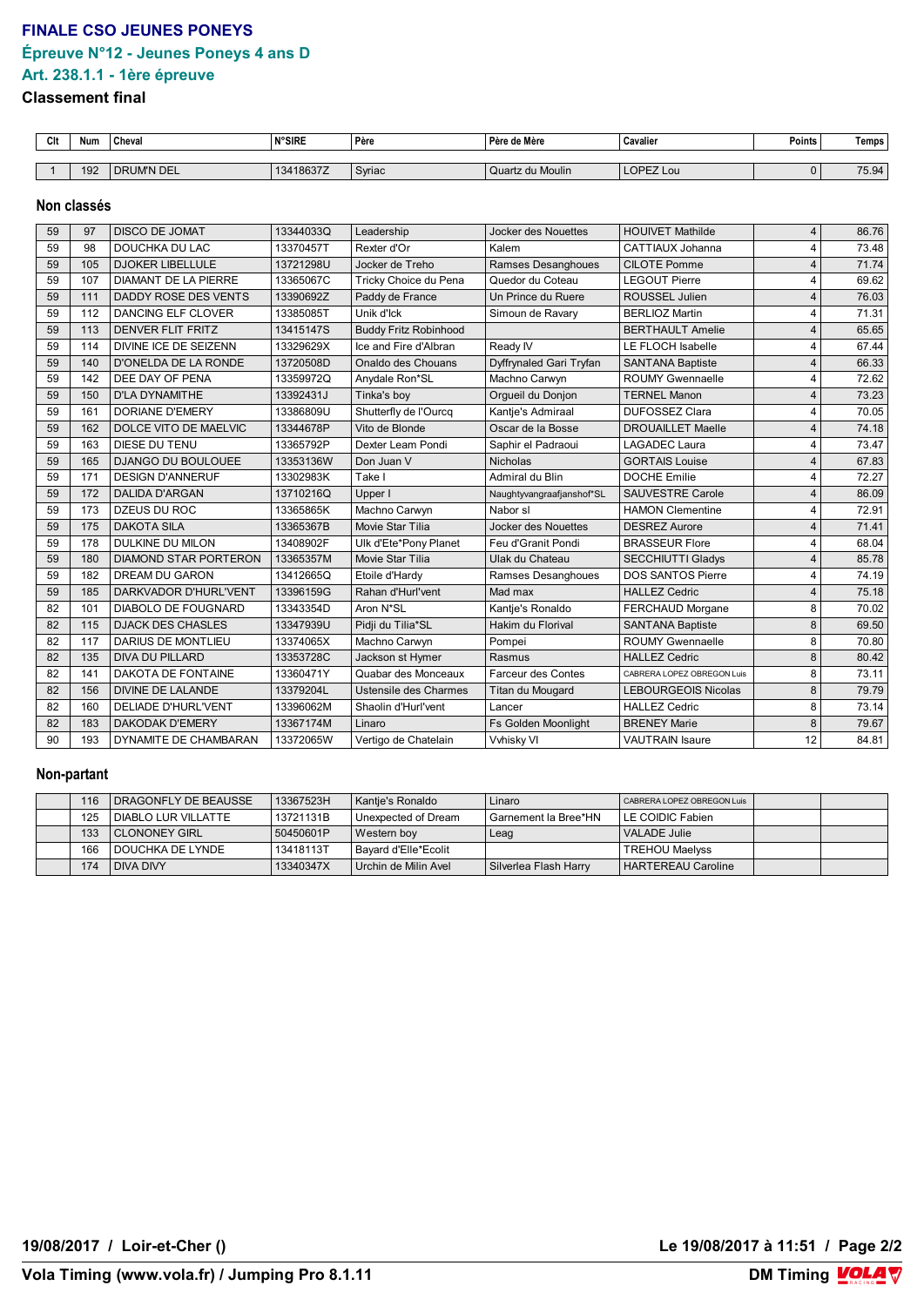# FINALE CSO JEUNES PONEYS

## Épreuve N°12 - Jeunes Poneys 4 ans D

## Art. 238.1.1 - 1ère épreuve

### Classement final

| Clt | Num | Cheval | N°SIRE | Père | Père de Mère | Cavalier | Points | Temps |
|---|---|---|---|---|---|---|---|---|
| 1 | 192 | DRUM'N DEL | 13418637Z | Syriac | Quartz du Moulin | LOPEZ Lou | 0 | 75.94 |

### Non classés

| | | | | | | | | |
|---|---|---|---|---|---|---|---|---|
| 59 | 97 | DISCO DE JOMAT | 13344033Q | Leadership | Jocker des Nouettes | HOUIVET Mathilde | 4 | 86.76 |
| 59 | 98 | DOUCHKA DU LAC | 13370457T | Rexter d'Or | Kalem | CATTIAUX Johanna | 4 | 73.48 |
| 59 | 105 | DJOKER LIBELLULE | 13721298U | Jocker de Treho | Ramses Desanghoues | CILOTE Pomme | 4 | 71.74 |
| 59 | 107 | DIAMANT DE LA PIERRE | 13365067C | Tricky Choice du Pena | Quedor du Coteau | LEGOUT Pierre | 4 | 69.62 |
| 59 | 111 | DADDY ROSE DES VENTS | 13390692Z | Paddy de France | Un Prince du Ruere | ROUSSEL Julien | 4 | 76.03 |
| 59 | 112 | DANCING ELF CLOVER | 13385085T | Unik d'Ick | Simoun de Ravary | BERLIOZ Martin | 4 | 71.31 |
| 59 | 113 | DENVER FLIT FRITZ | 13415147S | Buddy Fritz Robinhood | | BERTHAULT Amelie | 4 | 65.65 |
| 59 | 114 | DIVINE ICE DE SEIZENN | 13329629X | Ice and Fire d'Albran | Ready IV | LE FLOCH Isabelle | 4 | 67.44 |
| 59 | 140 | D'ONELDA DE LA RONDE | 13720508D | Onaldo des Chouans | Dyffrynaled Gari Tryfan | SANTANA Baptiste | 4 | 66.33 |
| 59 | 142 | DEE DAY OF PENA | 13359972Q | Anydale Ron*SL | Machno Carwyn | ROUMY Gwennaelle | 4 | 72.62 |
| 59 | 150 | D'LA DYNAMITHE | 13392431J | Tinka's boy | Orgueil du Donjon | TERNEL Manon | 4 | 73.23 |
| 59 | 161 | DORIANE D'EMERY | 13386809U | Shutterfly de l'Ourcq | Kantje's Admiraal | DUFOSSEZ Clara | 4 | 70.05 |
| 59 | 162 | DOLCE VITO DE MAELVIC | 13344678P | Vito de Blonde | Oscar de la Bosse | DROUAILLET Maelle | 4 | 74.18 |
| 59 | 163 | DIESE DU TENU | 13365792P | Dexter Leam Pondi | Saphir el Padraoui | LAGADEC Laura | 4 | 73.47 |
| 59 | 165 | DJANGO DU BOULOUEE | 13353136W | Don Juan V | Nicholas | GORTAIS Louise | 4 | 67.83 |
| 59 | 171 | DESIGN D'ANNERUF | 13302983K | Take I | Admiral du Blin | DOCHE Emilie | 4 | 72.27 |
| 59 | 172 | DALIDA D'ARGAN | 13710216Q | Upper I | Naughtyvangraafjanshof*SL | SAUVESTRE Carole | 4 | 86.09 |
| 59 | 173 | DZEUS DU ROC | 13365865K | Machno Carwyn | Nabor sl | HAMON Clementine | 4 | 72.91 |
| 59 | 175 | DAKOTA SILA | 13365367B | Movie Star Tilia | Jocker des Nouettes | DESREZ Aurore | 4 | 71.41 |
| 59 | 178 | DULKINE DU MILON | 13408902F | Ulk d'Ete*Pony Planet | Feu d'Granit Pondi | BRASSEUR Flore | 4 | 68.04 |
| 59 | 180 | DIAMOND STAR PORTERON | 13365357M | Movie Star Tilia | Ulak du Chateau | SECCHIUTTI Gladys | 4 | 85.78 |
| 59 | 182 | DREAM DU GARON | 13412665Q | Etoile d'Hardy | Ramses Desanghoues | DOS SANTOS Pierre | 4 | 74.19 |
| 59 | 185 | DARKVADOR D'HURL'VENT | 13396159G | Rahan d'Hurl'vent | Mad max | HALLEZ Cedric | 4 | 75.18 |
| 82 | 101 | DIABOLO DE FOUGNARD | 13343354D | Aron N*SL | Kantje's Ronaldo | FERCHAUD Morgane | 8 | 70.02 |
| 82 | 115 | DJACK DES CHASLES | 13347939U | Pidji du Tilia*SL | Hakim du Florival | SANTANA Baptiste | 8 | 69.50 |
| 82 | 117 | DARIUS DE MONTLIEU | 13374065X | Machno Carwyn | Pompei | ROUMY Gwennaelle | 8 | 70.80 |
| 82 | 135 | DIVA DU PILLARD | 13353728C | Jackson st Hymer | Rasmus | HALLEZ Cedric | 8 | 80.42 |
| 82 | 141 | DAKOTA DE FONTAINE | 13360471Y | Quabar des Monceaux | Farceur des Contes | CABRERA LOPEZ OBREGON Luis | 8 | 73.11 |
| 82 | 156 | DIVINE DE LALANDE | 13379204L | Ustensile des Charmes | Titan du Mougard | LEBOURGEOIS Nicolas | 8 | 79.79 |
| 82 | 160 | DELIADE D'HURL'VENT | 13396062M | Shaolin d'Hurl'vent | Lancer | HALLEZ Cedric | 8 | 73.14 |
| 82 | 183 | DAKODAK D'EMERY | 13367174M | Linaro | Fs Golden Moonlight | BRENEY Marie | 8 | 79.67 |
| 90 | 193 | DYNAMITE DE CHAMBARAN | 13372065W | Vertigo de Chatelain | Vvhisky VI | VAUTRAIN Isaure | 12 | 84.81 |

### Non-partant

| | | | | | | | | |
|---|---|---|---|---|---|---|---|---|
| | 116 | DRAGONFLY DE BEAUSSE | 13367523H | Kantje's Ronaldo | Linaro | CABRERA LOPEZ OBREGON Luis | | |
| | 125 | DIABLO LUR VILLATTE | 13721131B | Unexpected of Dream | Garnement la Bree*HN | LE COIDIC Fabien | | |
| | 133 | CLONONEY GIRL | 50450601P | Western boy | Leag | VALADE Julie | | |
| | 166 | DOUCHKA DE LYNDE | 13418113T | Bayard d'Elle*Ecolit | | TREHOU Maelyss | | |
| | 174 | DIVA DIVY | 13340347X | Urchin de Milin Avel | Silverlea Flash Harry | HARTEREAU Caroline | | |

19/08/2017 / Loir-et-Cher () — Le 19/08/2017 à 11:51

Vola Timing (www.vola.fr) / Jumping Pro 8.1.11 — DM Timing